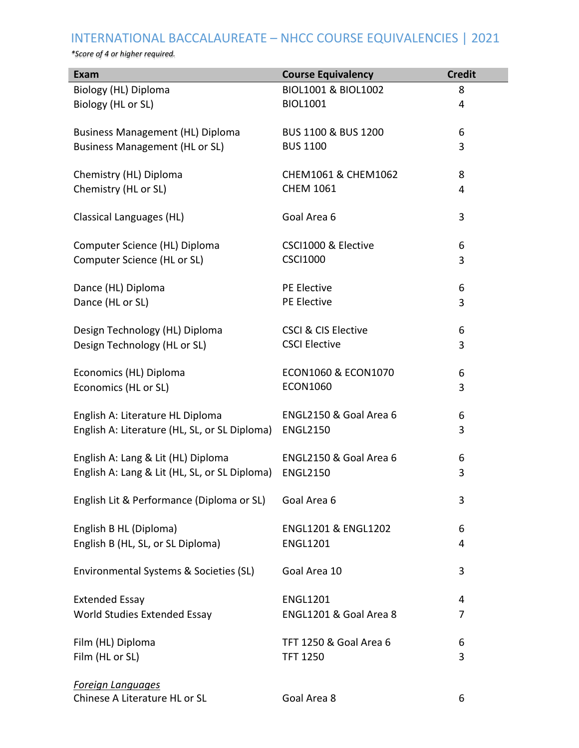# INTERNATIONAL BACCALAUREATE – NHCC COURSE EQUIVALENCIES | 2021

*\*Score of 4 or higher required.*

| Exam | Course Equivalency | Credit |
|---|---|---|
| Biology (HL) Diploma | BIOL1001 & BIOL1002 | 8 |
| Biology (HL or SL) | BIOL1001 | 4 |
| | | |
| Business Management (HL) Diploma | BUS 1100 & BUS 1200 | 6 |
| Business Management (HL or SL) | BUS 1100 | 3 |
| | | |
| Chemistry (HL) Diploma | CHEM1061 & CHEM1062 | 8 |
| Chemistry (HL or SL) | CHEM 1061 | 4 |
| | | |
| Classical Languages (HL) | Goal Area 6 | 3 |
| | | |
| Computer Science (HL) Diploma | CSCI1000 & Elective | 6 |
| Computer Science (HL or SL) | CSCI1000 | 3 |
| | | |
| Dance (HL) Diploma | PE Elective | 6 |
| Dance (HL or SL) | PE Elective | 3 |
| | | |
| Design Technology (HL) Diploma | CSCI & CIS Elective | 6 |
| Design Technology (HL or SL) | CSCI Elective | 3 |
| | | |
| Economics (HL) Diploma | ECON1060 & ECON1070 | 6 |
| Economics (HL or SL) | ECON1060 | 3 |
| | | |
| English A: Literature HL Diploma | ENGL2150 & Goal Area 6 | 6 |
| English A: Literature (HL, SL, or SL Diploma) | ENGL2150 | 3 |
| | | |
| English A: Lang & Lit (HL) Diploma | ENGL2150 & Goal Area 6 | 6 |
| English A: Lang & Lit (HL, SL, or SL Diploma) | ENGL2150 | 3 |
| | | |
| English Lit & Performance (Diploma or SL) | Goal Area 6 | 3 |
| | | |
| English B HL (Diploma) | ENGL1201 & ENGL1202 | 6 |
| English B (HL, SL, or SL Diploma) | ENGL1201 | 4 |
| | | |
| Environmental Systems & Societies (SL) | Goal Area 10 | 3 |
| | | |
| Extended Essay | ENGL1201 | 4 |
| World Studies Extended Essay | ENGL1201 & Goal Area 8 | 7 |
| | | |
| Film (HL) Diploma | TFT 1250 & Goal Area 6 | 6 |
| Film (HL or SL) | TFT 1250 | 3 |
| | | |
| *Foreign Languages* | | |
| Chinese A Literature HL or SL | Goal Area 8 | 6 |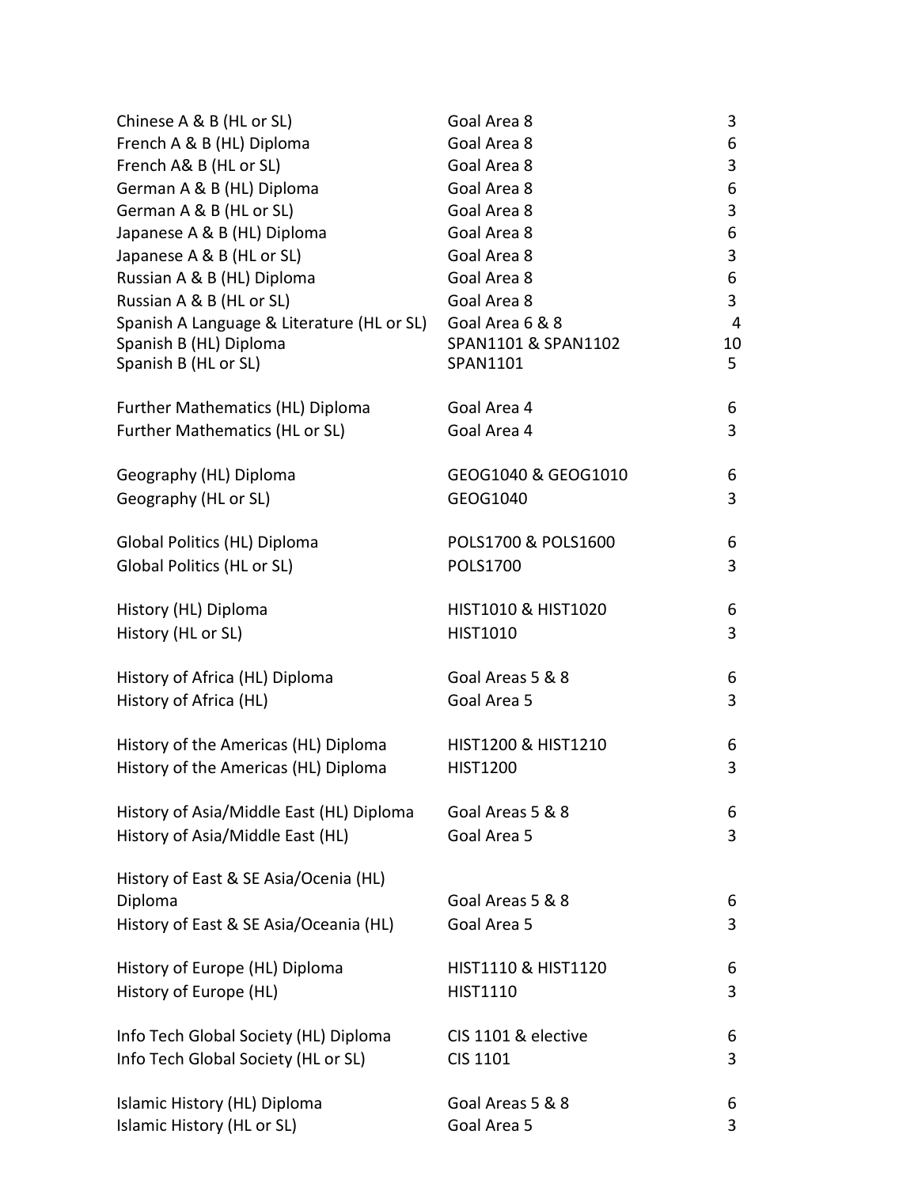| | | |
|---|---|---|
| Chinese A & B (HL or SL) | Goal Area 8 | 3 |
| French A & B (HL) Diploma | Goal Area 8 | 6 |
| French A& B (HL or SL) | Goal Area 8 | 3 |
| German A & B (HL) Diploma | Goal Area 8 | 6 |
| German A & B (HL or SL) | Goal Area 8 | 3 |
| Japanese A & B (HL) Diploma | Goal Area 8 | 6 |
| Japanese A & B (HL or SL) | Goal Area 8 | 3 |
| Russian A & B (HL) Diploma | Goal Area 8 | 6 |
| Russian A & B (HL or SL) | Goal Area 8 | 3 |
| Spanish A Language & Literature (HL or SL) | Goal Area 6 & 8 | 4 |
| Spanish B (HL) Diploma | SPAN1101 & SPAN1102 | 10 |
| Spanish B (HL or SL) | SPAN1101 | 5 |
| | | |
| Further Mathematics (HL) Diploma | Goal Area 4 | 6 |
| Further Mathematics (HL or SL) | Goal Area 4 | 3 |
| | | |
| Geography (HL) Diploma | GEOG1040 & GEOG1010 | 6 |
| Geography (HL or SL) | GEOG1040 | 3 |
| | | |
| Global Politics (HL) Diploma | POLS1700 & POLS1600 | 6 |
| Global Politics (HL or SL) | POLS1700 | 3 |
| | | |
| History (HL) Diploma | HIST1010 & HIST1020 | 6 |
| History (HL or SL) | HIST1010 | 3 |
| | | |
| History of Africa (HL) Diploma | Goal Areas 5 & 8 | 6 |
| History of Africa (HL) | Goal Area 5 | 3 |
| | | |
| History of the Americas (HL) Diploma | HIST1200 & HIST1210 | 6 |
| History of the Americas (HL) Diploma | HIST1200 | 3 |
| | | |
| History of Asia/Middle East (HL) Diploma | Goal Areas 5 & 8 | 6 |
| History of Asia/Middle East (HL) | Goal Area 5 | 3 |
| | | |
| History of East & SE Asia/Ocenia (HL) Diploma | Goal Areas 5 & 8 | 6 |
| History of East & SE Asia/Oceania (HL) | Goal Area 5 | 3 |
| | | |
| History of Europe (HL) Diploma | HIST1110 & HIST1120 | 6 |
| History of Europe (HL) | HIST1110 | 3 |
| | | |
| Info Tech Global Society (HL) Diploma | CIS 1101 & elective | 6 |
| Info Tech Global Society (HL or SL) | CIS 1101 | 3 |
| | | |
| Islamic History (HL) Diploma | Goal Areas 5 & 8 | 6 |
| Islamic History (HL or SL) | Goal Area 5 | 3 |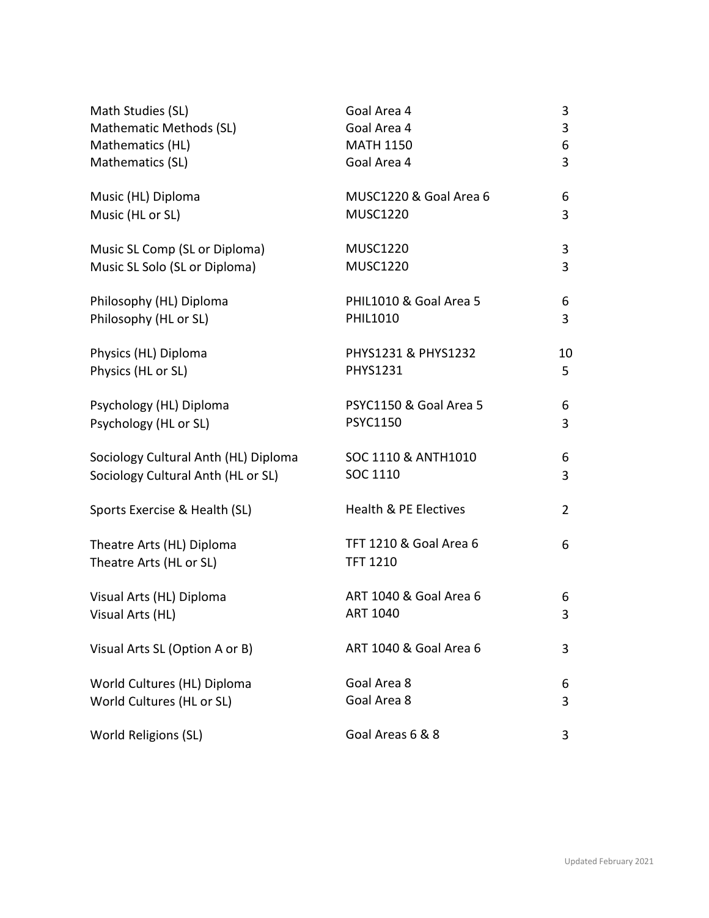| | | |
|---|---|---|
| Math Studies (SL) | Goal Area 4 | 3 |
| Mathematic Methods (SL) | Goal Area 4 | 3 |
| Mathematics (HL) | MATH 1150 | 6 |
| Mathematics (SL) | Goal Area 4 | 3 |
| Music (HL) Diploma | MUSC1220 & Goal Area 6 | 6 |
| Music (HL or SL) | MUSC1220 | 3 |
| Music SL Comp (SL or Diploma) | MUSC1220 | 3 |
| Music SL Solo (SL or Diploma) | MUSC1220 | 3 |
| Philosophy (HL) Diploma | PHIL1010 & Goal Area 5 | 6 |
| Philosophy (HL or SL) | PHIL1010 | 3 |
| Physics (HL) Diploma | PHYS1231 & PHYS1232 | 10 |
| Physics (HL or SL) | PHYS1231 | 5 |
| Psychology (HL) Diploma | PSYC1150 & Goal Area 5 | 6 |
| Psychology (HL or SL) | PSYC1150 | 3 |
| Sociology Cultural Anth (HL) Diploma | SOC 1110 & ANTH1010 | 6 |
| Sociology Cultural Anth (HL or SL) | SOC 1110 | 3 |
| Sports Exercise & Health (SL) | Health & PE Electives | 2 |
| Theatre Arts (HL) Diploma | TFT 1210 & Goal Area 6 | 6 |
| Theatre Arts (HL or SL) | TFT 1210 | |
| Visual Arts (HL) Diploma | ART 1040 & Goal Area 6 | 6 |
| Visual Arts (HL) | ART 1040 | 3 |
| Visual Arts SL (Option A or B) | ART 1040 & Goal Area 6 | 3 |
| World Cultures (HL) Diploma | Goal Area 8 | 6 |
| World Cultures (HL or SL) | Goal Area 8 | 3 |
| World Religions (SL) | Goal Areas 6 & 8 | 3 |

Updated February 2021